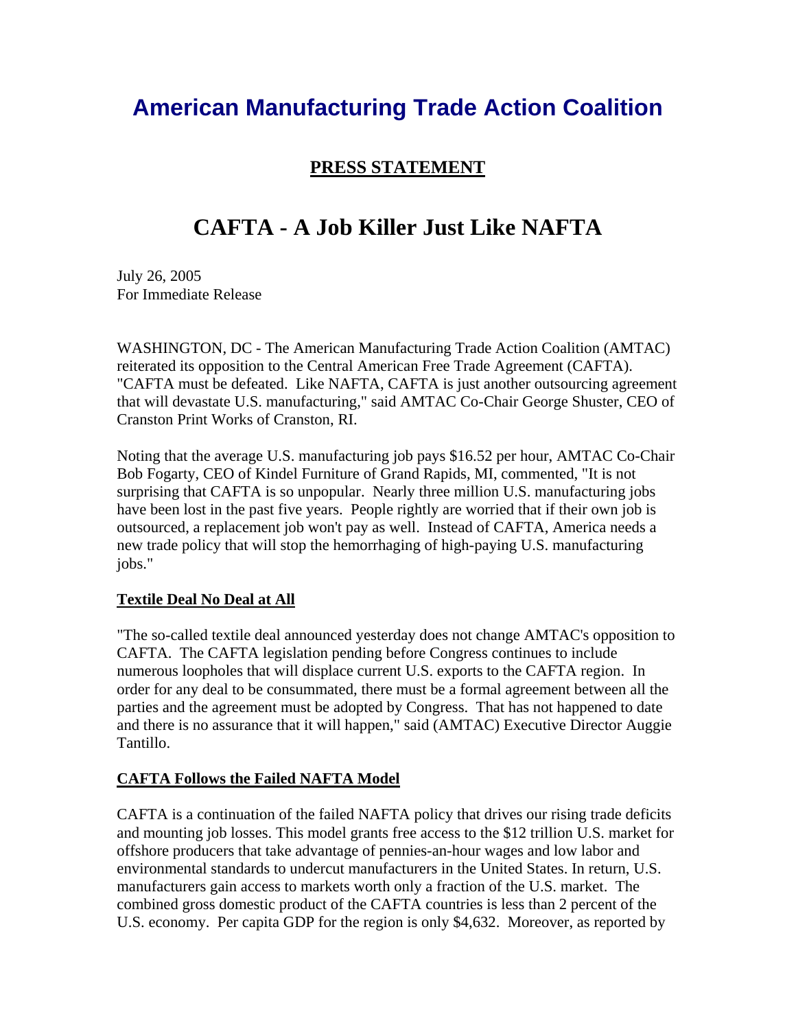# American Manufacturing Trade Action Coalition

## PRESS STATEMENT

# CAFTA - A Job Killer Just Like NAFTA

July 26, 2005
For Immediate Release

WASHINGTON, DC - The American Manufacturing Trade Action Coalition (AMTAC) reiterated its opposition to the Central American Free Trade Agreement (CAFTA). "CAFTA must be defeated. Like NAFTA, CAFTA is just another outsourcing agreement that will devastate U.S. manufacturing," said AMTAC Co-Chair George Shuster, CEO of Cranston Print Works of Cranston, RI.

Noting that the average U.S. manufacturing job pays $16.52 per hour, AMTAC Co-Chair Bob Fogarty, CEO of Kindel Furniture of Grand Rapids, MI, commented, "It is not surprising that CAFTA is so unpopular. Nearly three million U.S. manufacturing jobs have been lost in the past five years. People rightly are worried that if their own job is outsourced, a replacement job won't pay as well. Instead of CAFTA, America needs a new trade policy that will stop the hemorrhaging of high-paying U.S. manufacturing jobs."

### Textile Deal No Deal at All

"The so-called textile deal announced yesterday does not change AMTAC's opposition to CAFTA. The CAFTA legislation pending before Congress continues to include numerous loopholes that will displace current U.S. exports to the CAFTA region. In order for any deal to be consummated, there must be a formal agreement between all the parties and the agreement must be adopted by Congress. That has not happened to date and there is no assurance that it will happen," said (AMTAC) Executive Director Auggie Tantillo.

### CAFTA Follows the Failed NAFTA Model

CAFTA is a continuation of the failed NAFTA policy that drives our rising trade deficits and mounting job losses. This model grants free access to the $12 trillion U.S. market for offshore producers that take advantage of pennies-an-hour wages and low labor and environmental standards to undercut manufacturers in the United States. In return, U.S. manufacturers gain access to markets worth only a fraction of the U.S. market. The combined gross domestic product of the CAFTA countries is less than 2 percent of the U.S. economy. Per capita GDP for the region is only $4,632. Moreover, as reported by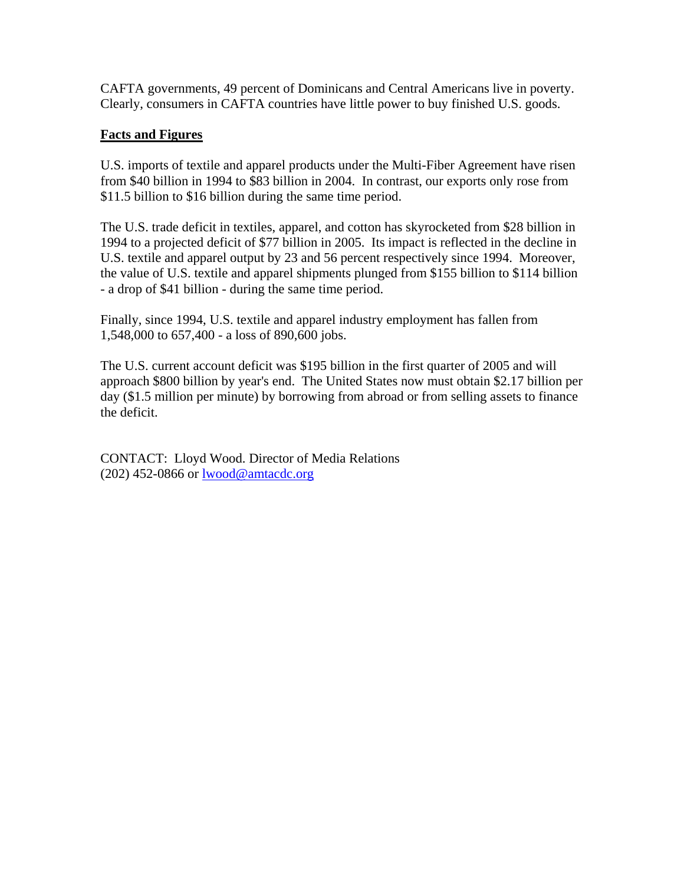CAFTA governments, 49 percent of Dominicans and Central Americans live in poverty. Clearly, consumers in CAFTA countries have little power to buy finished U.S. goods.

## **Facts and Figures**

U.S. imports of textile and apparel products under the Multi-Fiber Agreement have risen from $40 billion in 1994 to $83 billion in 2004. In contrast, our exports only rose from $11.5 billion to $16 billion during the same time period.

The U.S. trade deficit in textiles, apparel, and cotton has skyrocketed from $28 billion in 1994 to a projected deficit of $77 billion in 2005. Its impact is reflected in the decline in U.S. textile and apparel output by 23 and 56 percent respectively since 1994. Moreover, the value of U.S. textile and apparel shipments plunged from $155 billion to $114 billion - a drop of $41 billion - during the same time period.

Finally, since 1994, U.S. textile and apparel industry employment has fallen from 1,548,000 to 657,400 - a loss of 890,600 jobs.

The U.S. current account deficit was $195 billion in the first quarter of 2005 and will approach $800 billion by year's end. The United States now must obtain $2.17 billion per day ($1.5 million per minute) by borrowing from abroad or from selling assets to finance the deficit.

CONTACT: Lloyd Wood. Director of Media Relations
(202) 452-0866 or lwood@amtacdc.org